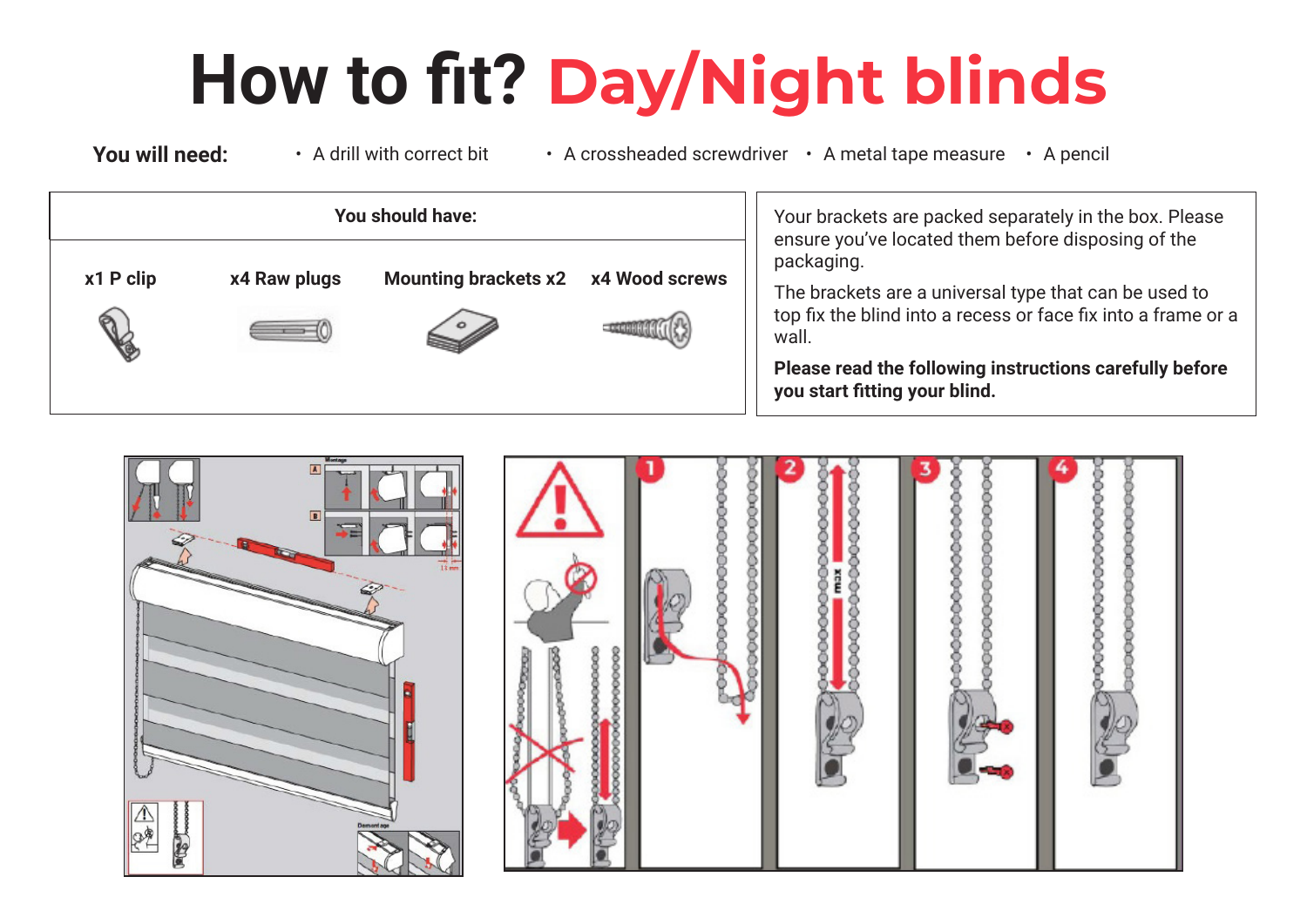# How to fit? Day/Night blinds

**You will need:**

- A drill with correct bit
- A crossheaded screwdriver
- A metal tape measure
- A pencil

| You should have: | | | |
|---|---|---|---|
| **x1 P clip** | **x4 Raw plugs** | **Mounting brackets x2** | **x4 Wood screws** |

Your brackets are packed separately in the box. Please ensure you've located them before disposing of the packaging.

The brackets are a universal type that can be used to top fix the blind into a recess or face fix into a frame or a wall.

**Please read the following instructions carefully before you start fitting your blind.**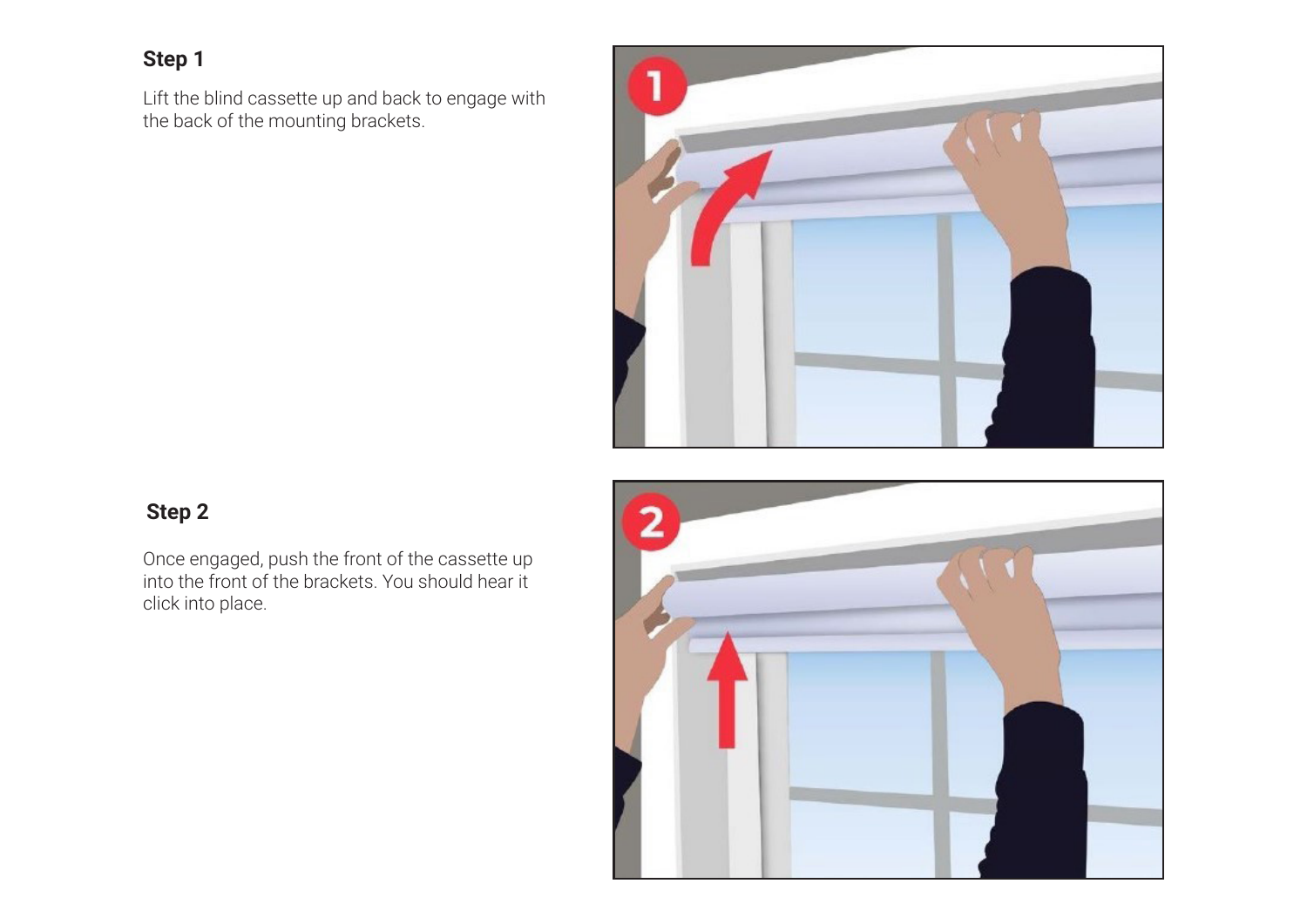### Step 1

Lift the blind cassette up and back to engage with the back of the mounting brackets.

### Step 2

Once engaged, push the front of the cassette up into the front of the brackets. You should hear it click into place.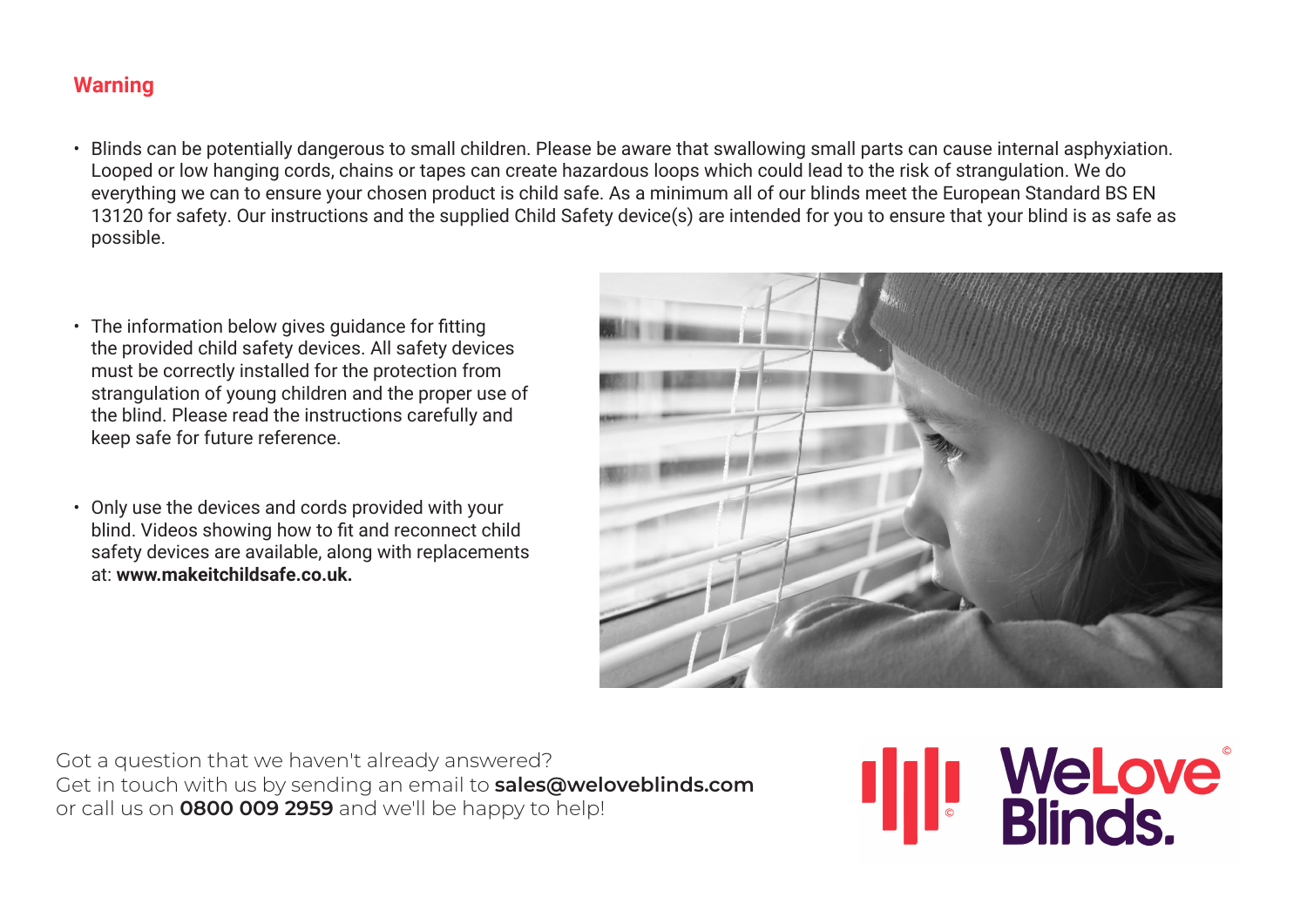## Warning

- Blinds can be potentially dangerous to small children. Please be aware that swallowing small parts can cause internal asphyxiation. Looped or low hanging cords, chains or tapes can create hazardous loops which could lead to the risk of strangulation. We do everything we can to ensure your chosen product is child safe. As a minimum all of our blinds meet the European Standard BS EN 13120 for safety. Our instructions and the supplied Child Safety device(s) are intended for you to ensure that your blind is as safe as possible.

- The information below gives guidance for fitting the provided child safety devices. All safety devices must be correctly installed for the protection from strangulation of young children and the proper use of the blind. Please read the instructions carefully and keep safe for future reference.

- Only use the devices and cords provided with your blind. Videos showing how to fit and reconnect child safety devices are available, along with replacements at: **www.makeitchildsafe.co.uk.**

Got a question that we haven't already answered?
Get in touch with us by sending an email to **sales@weloveblinds.com**
or call us on **0800 009 2959** and we'll be happy to help!

WeLove Blinds.